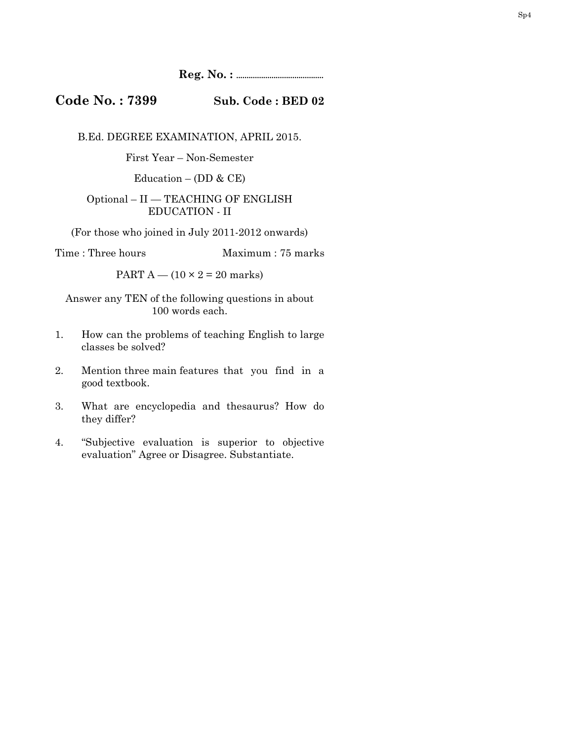**Reg. No. : ……………………………**

**Code No. : 7399** **Sub. Code : BED 02**

B.Ed. DEGREE EXAMINATION, APRIL 2015.

First Year – Non-Semester

Education – (DD & CE)

Optional – II — TEACHING OF ENGLISH EDUCATION - II

(For those who joined in July 2011-2012 onwards)

Time : Three hours Maximum : 75 marks

PART A — (10 × 2 = 20 marks)

Answer any TEN of the following questions in about 100 words each.

1. How can the problems of teaching English to large classes be solved?

2. Mention three main features that you find in a good textbook.

3. What are encyclopedia and thesaurus? How do they differ?

4. "Subjective evaluation is superior to objective evaluation" Agree or Disagree. Substantiate.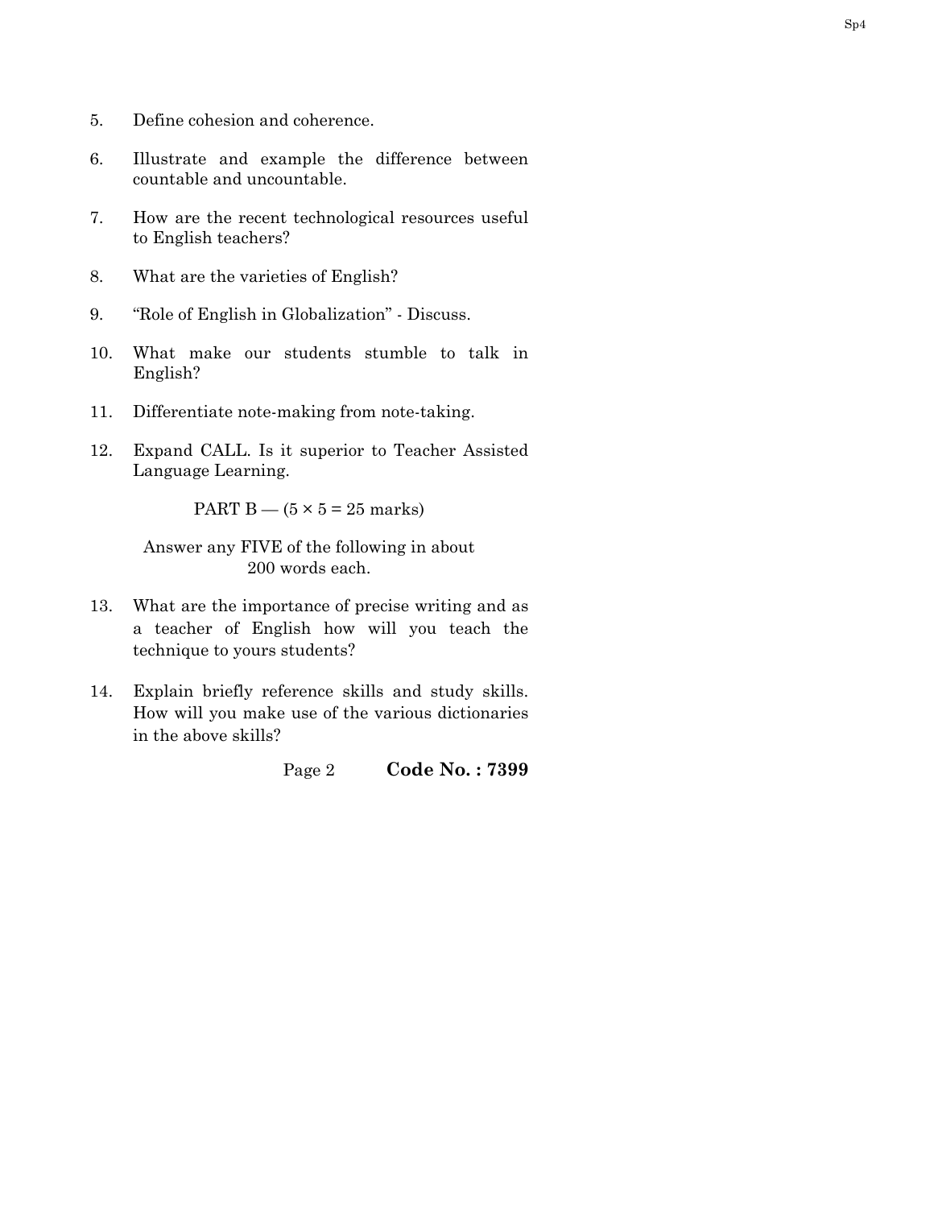5. Define cohesion and coherence.

6. Illustrate and example the difference between countable and uncountable.

7. How are the recent technological resources useful to English teachers?

8. What are the varieties of English?

9. "Role of English in Globalization" - Discuss.

10. What make our students stumble to talk in English?

11. Differentiate note-making from note-taking.

12. Expand CALL. Is it superior to Teacher Assisted Language Learning.

PART B — (5 × 5 = 25 marks)

Answer any FIVE of the following in about 200 words each.

13. What are the importance of precise writing and as a teacher of English how will you teach the technique to yours students?

14. Explain briefly reference skills and study skills. How will you make use of the various dictionaries in the above skills?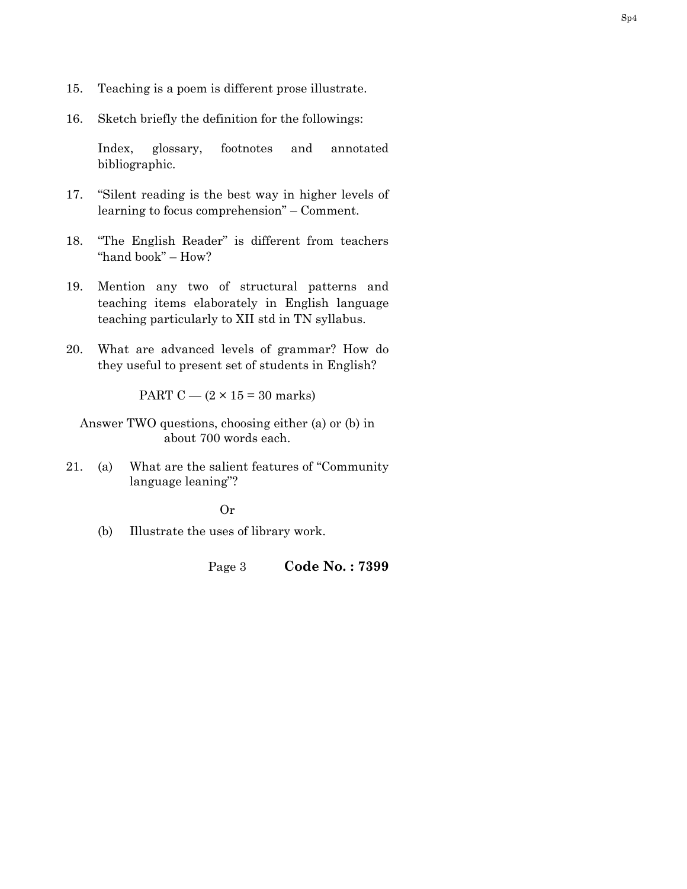15. Teaching is a poem is different prose illustrate.

16. Sketch briefly the definition for the followings:

    Index, glossary, footnotes and annotated bibliographic.

17. "Silent reading is the best way in higher levels of learning to focus comprehension" – Comment.

18. "The English Reader" is different from teachers "hand book" – How?

19. Mention any two of structural patterns and teaching items elaborately in English language teaching particularly to XII std in TN syllabus.

20. What are advanced levels of grammar? How do they useful to present set of students in English?

PART C — (2 × 15 = 30 marks)

Answer TWO questions, choosing either (a) or (b) in about 700 words each.

21. (a) What are the salient features of "Community language leaning"?

    Or

    (b) Illustrate the uses of library work.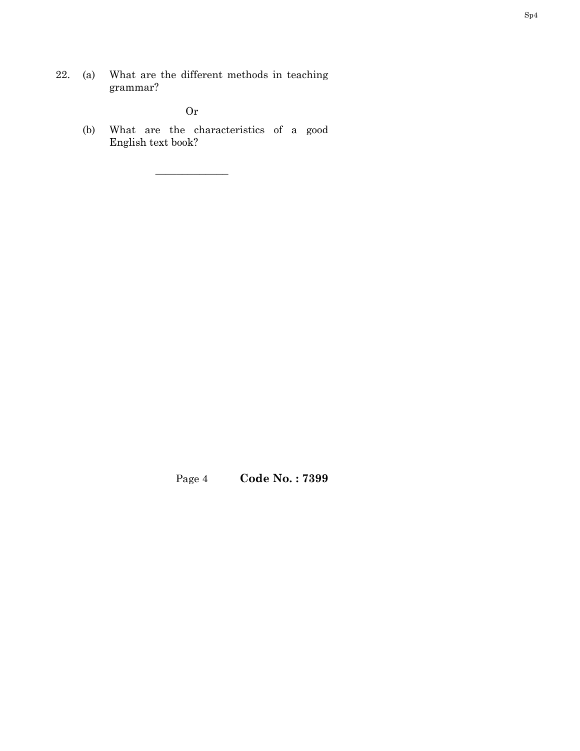22. (a) What are the different methods in teaching grammar?

Or

(b) What are the characteristics of a good English text book?

———————

Code No. : 7399